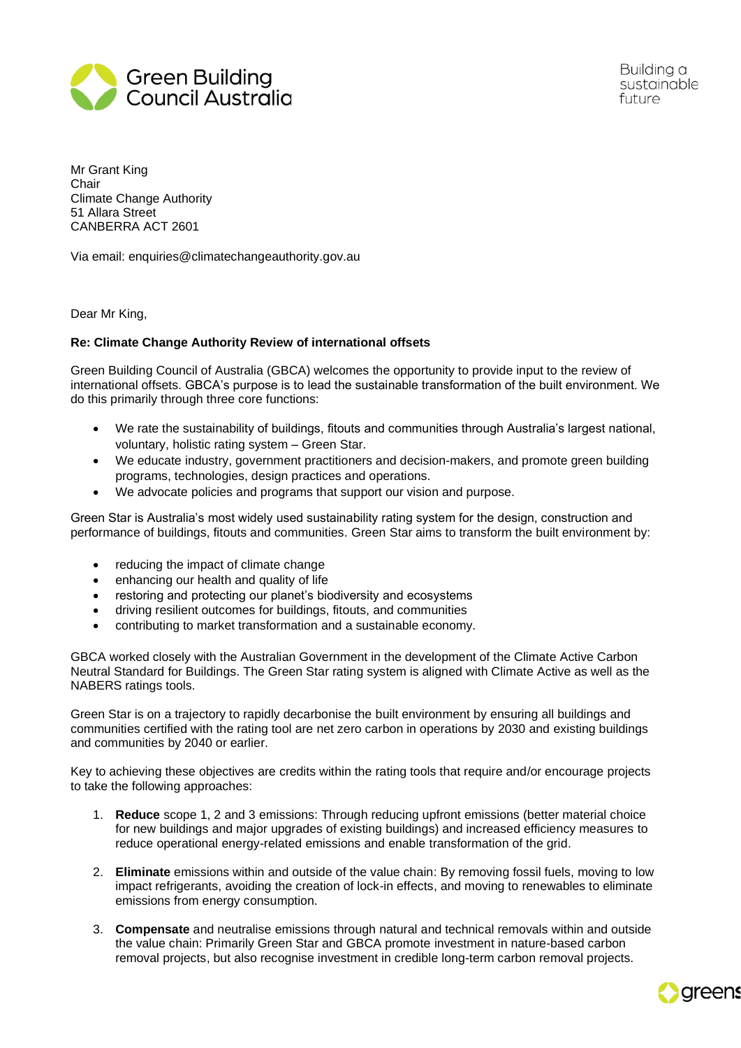Green Building Council Australia

Building a sustainable future

Mr Grant King
Chair
Climate Change Authority
51 Allara Street
CANBERRA ACT 2601

Via email: enquiries@climatechangeauthority.gov.au

Dear Mr King,

**Re: Climate Change Authority Review of international offsets**

Green Building Council of Australia (GBCA) welcomes the opportunity to provide input to the review of international offsets. GBCA's purpose is to lead the sustainable transformation of the built environment. We do this primarily through three core functions:

- We rate the sustainability of buildings, fitouts and communities through Australia's largest national, voluntary, holistic rating system – Green Star.
- We educate industry, government practitioners and decision-makers, and promote green building programs, technologies, design practices and operations.
- We advocate policies and programs that support our vision and purpose.

Green Star is Australia's most widely used sustainability rating system for the design, construction and performance of buildings, fitouts and communities. Green Star aims to transform the built environment by:

- reducing the impact of climate change
- enhancing our health and quality of life
- restoring and protecting our planet's biodiversity and ecosystems
- driving resilient outcomes for buildings, fitouts, and communities
- contributing to market transformation and a sustainable economy.

GBCA worked closely with the Australian Government in the development of the Climate Active Carbon Neutral Standard for Buildings. The Green Star rating system is aligned with Climate Active as well as the NABERS ratings tools.

Green Star is on a trajectory to rapidly decarbonise the built environment by ensuring all buildings and communities certified with the rating tool are net zero carbon in operations by 2030 and existing buildings and communities by 2040 or earlier.

Key to achieving these objectives are credits within the rating tools that require and/or encourage projects to take the following approaches:

1. **Reduce** scope 1, 2 and 3 emissions: Through reducing upfront emissions (better material choice for new buildings and major upgrades of existing buildings) and increased efficiency measures to reduce operational energy-related emissions and enable transformation of the grid.

2. **Eliminate** emissions within and outside of the value chain: By removing fossil fuels, moving to low impact refrigerants, avoiding the creation of lock-in effects, and moving to renewables to eliminate emissions from energy consumption.

3. **Compensate** and neutralise emissions through natural and technical removals within and outside the value chain: Primarily Green Star and GBCA promote investment in nature-based carbon removal projects, but also recognise investment in credible long-term carbon removal projects.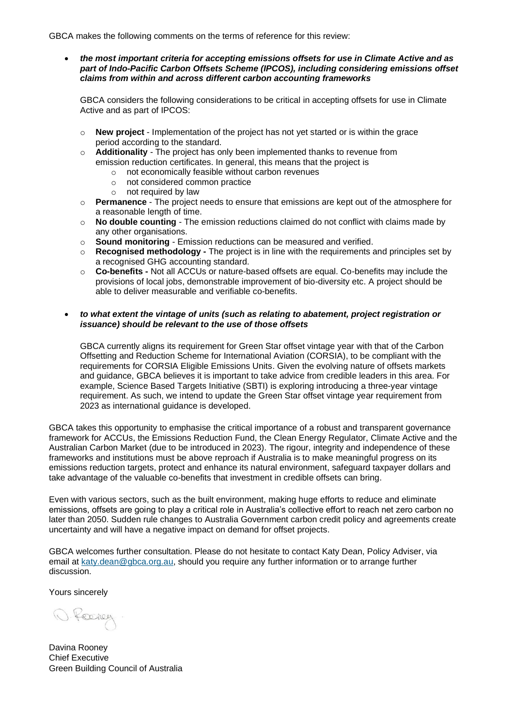GBCA makes the following comments on the terms of reference for this review:

- ***the most important criteria for accepting emissions offsets for use in Climate Active and as part of Indo-Pacific Carbon Offsets Scheme (IPCOS), including considering emissions offset claims from within and across different carbon accounting frameworks***

  GBCA considers the following considerations to be critical in accepting offsets for use in Climate Active and as part of IPCOS:

  - **New project** - Implementation of the project has not yet started or is within the grace period according to the standard.
  - **Additionality** - The project has only been implemented thanks to revenue from emission reduction certificates. In general, this means that the project is
    - not economically feasible without carbon revenues
    - not considered common practice
    - not required by law
  - **Permanence** - The project needs to ensure that emissions are kept out of the atmosphere for a reasonable length of time.
  - **No double counting** - The emission reductions claimed do not conflict with claims made by any other organisations.
  - **Sound monitoring** - Emission reductions can be measured and verified.
  - **Recognised methodology -** The project is in line with the requirements and principles set by a recognised GHG accounting standard.
  - **Co-benefits -** Not all ACCUs or nature-based offsets are equal. Co-benefits may include the provisions of local jobs, demonstrable improvement of bio-diversity etc. A project should be able to deliver measurable and verifiable co-benefits.

- ***to what extent the vintage of units (such as relating to abatement, project registration or issuance) should be relevant to the use of those offsets***

  GBCA currently aligns its requirement for Green Star offset vintage year with that of the Carbon Offsetting and Reduction Scheme for International Aviation (CORSIA), to be compliant with the requirements for CORSIA Eligible Emissions Units. Given the evolving nature of offsets markets and guidance, GBCA believes it is important to take advice from credible leaders in this area. For example, Science Based Targets Initiative (SBTI) is exploring introducing a three-year vintage requirement. As such, we intend to update the Green Star offset vintage year requirement from 2023 as international guidance is developed.

GBCA takes this opportunity to emphasise the critical importance of a robust and transparent governance framework for ACCUs, the Emissions Reduction Fund, the Clean Energy Regulator, Climate Active and the Australian Carbon Market (due to be introduced in 2023). The rigour, integrity and independence of these frameworks and institutions must be above reproach if Australia is to make meaningful progress on its emissions reduction targets, protect and enhance its natural environment, safeguard taxpayer dollars and take advantage of the valuable co-benefits that investment in credible offsets can bring.

Even with various sectors, such as the built environment, making huge efforts to reduce and eliminate emissions, offsets are going to play a critical role in Australia's collective effort to reach net zero carbon no later than 2050. Sudden rule changes to Australia Government carbon credit policy and agreements create uncertainty and will have a negative impact on demand for offset projects.

GBCA welcomes further consultation. Please do not hesitate to contact Katy Dean, Policy Adviser, via email at katy.dean@gbca.org.au, should you require any further information or to arrange further discussion.

Yours sincerely

Davina Rooney  
Chief Executive  
Green Building Council of Australia